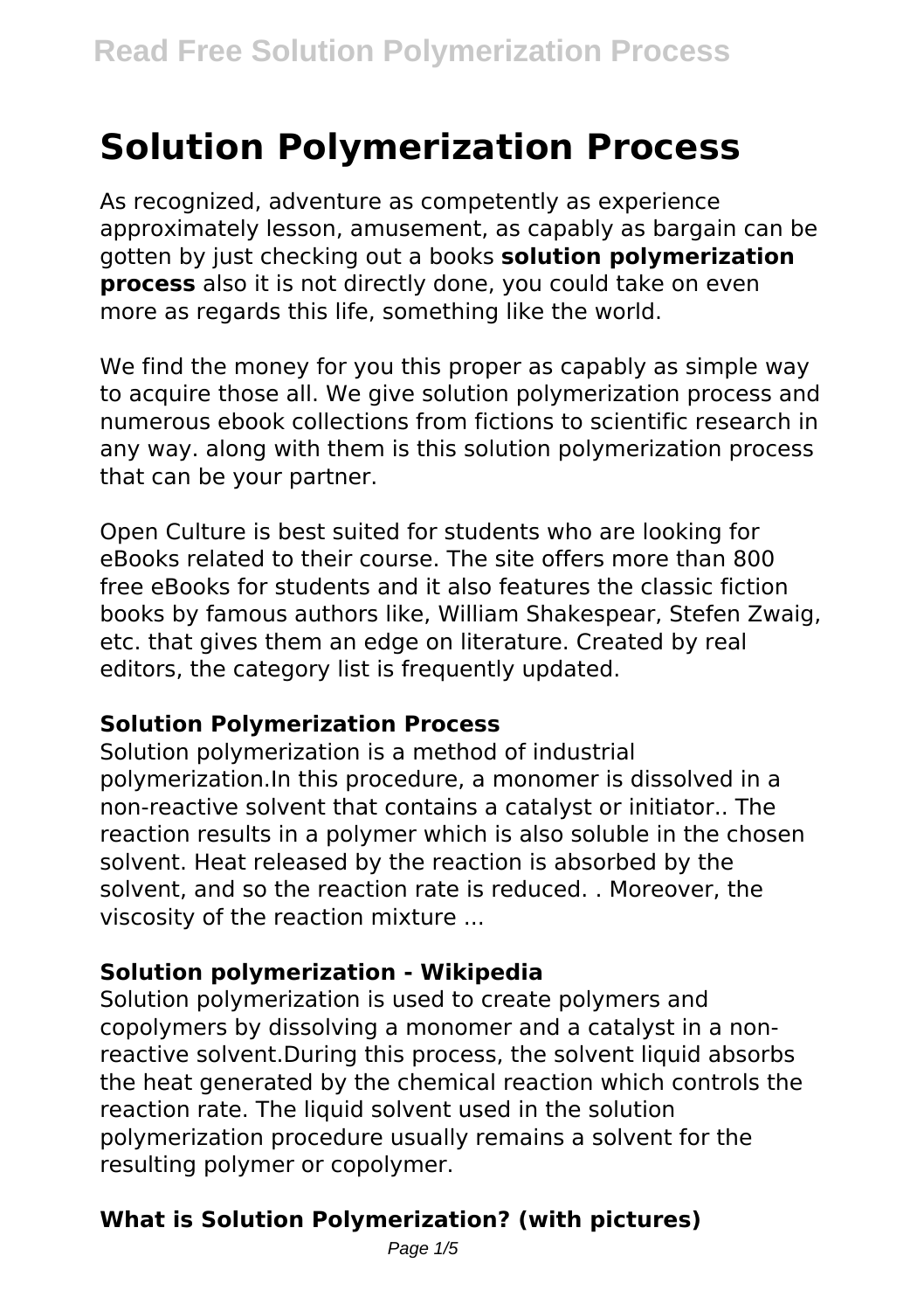# Solution Polymerization Process

As recognized, adventure as competently as experience approximately lesson, amusement, as capably as bargain can be gotten by just checking out a books **solution polymerization process** also it is not directly done, you could take on even more as regards this life, something like the world.

We find the money for you this proper as capably as simple way to acquire those all. We give solution polymerization process and numerous ebook collections from fictions to scientific research in any way. along with them is this solution polymerization process that can be your partner.

Open Culture is best suited for students who are looking for eBooks related to their course. The site offers more than 800 free eBooks for students and it also features the classic fiction books by famous authors like, William Shakespear, Stefen Zwaig, etc. that gives them an edge on literature. Created by real editors, the category list is frequently updated.

### Solution Polymerization Process

Solution polymerization is a method of industrial polymerization.In this procedure, a monomer is dissolved in a non-reactive solvent that contains a catalyst or initiator.. The reaction results in a polymer which is also soluble in the chosen solvent. Heat released by the reaction is absorbed by the solvent, and so the reaction rate is reduced. . Moreover, the viscosity of the reaction mixture ...

### Solution polymerization - Wikipedia

Solution polymerization is used to create polymers and copolymers by dissolving a monomer and a catalyst in a non-reactive solvent.During this process, the solvent liquid absorbs the heat generated by the chemical reaction which controls the reaction rate. The liquid solvent used in the solution polymerization procedure usually remains a solvent for the resulting polymer or copolymer.

### What is Solution Polymerization? (with pictures)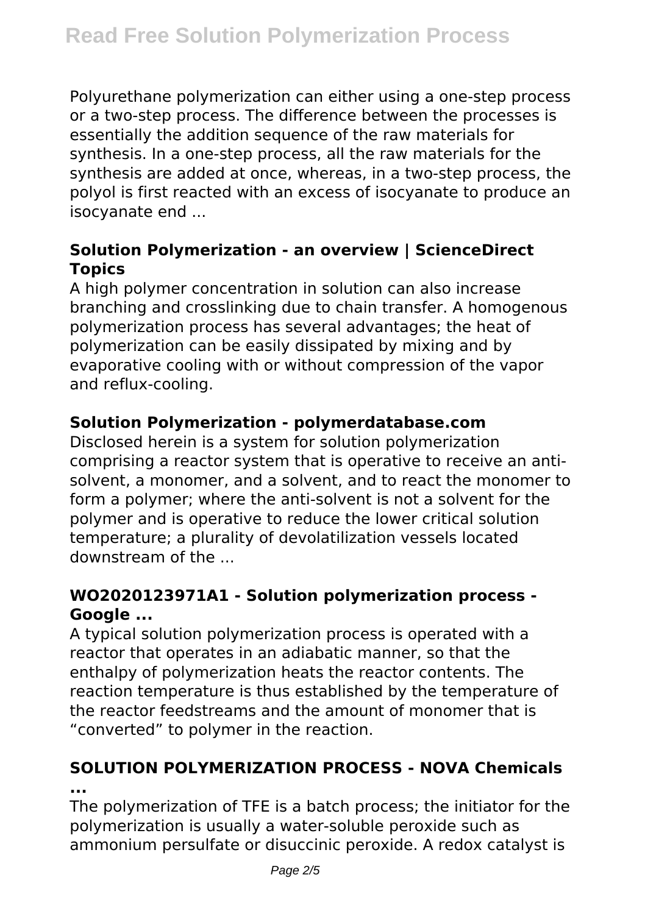Polyurethane polymerization can either using a one-step process or a two-step process. The difference between the processes is essentially the addition sequence of the raw materials for synthesis. In a one-step process, all the raw materials for the synthesis are added at once, whereas, in a two-step process, the polyol is first reacted with an excess of isocyanate to produce an isocyanate end ...

### Solution Polymerization - an overview | ScienceDirect Topics

A high polymer concentration in solution can also increase branching and crosslinking due to chain transfer. A homogenous polymerization process has several advantages; the heat of polymerization can be easily dissipated by mixing and by evaporative cooling with or without compression of the vapor and reflux-cooling.

### Solution Polymerization - polymerdatabase.com

Disclosed herein is a system for solution polymerization comprising a reactor system that is operative to receive an anti-solvent, a monomer, and a solvent, and to react the monomer to form a polymer; where the anti-solvent is not a solvent for the polymer and is operative to reduce the lower critical solution temperature; a plurality of devolatilization vessels located downstream of the ...

### WO2020123971A1 - Solution polymerization process - Google ...

A typical solution polymerization process is operated with a reactor that operates in an adiabatic manner, so that the enthalpy of polymerization heats the reactor contents. The reaction temperature is thus established by the temperature of the reactor feedstreams and the amount of monomer that is "converted" to polymer in the reaction.

### SOLUTION POLYMERIZATION PROCESS - NOVA Chemicals ...

The polymerization of TFE is a batch process; the initiator for the polymerization is usually a water-soluble peroxide such as ammonium persulfate or disuccinic peroxide. A redox catalyst is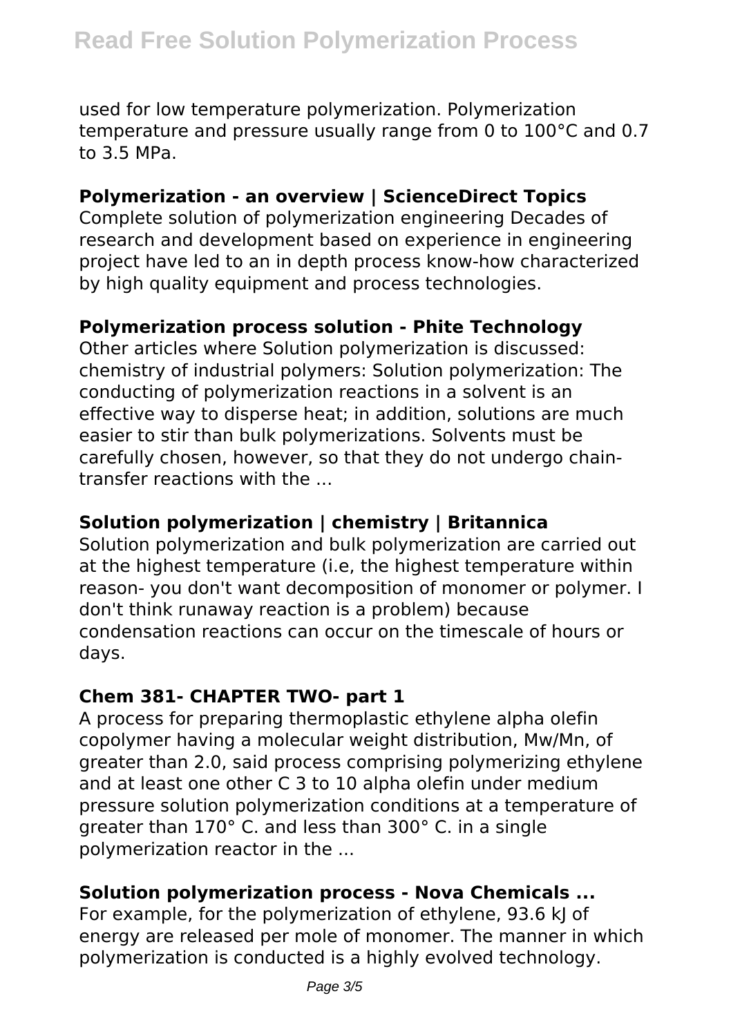used for low temperature polymerization. Polymerization temperature and pressure usually range from 0 to 100°C and 0.7 to 3.5 MPa.

**Polymerization - an overview | ScienceDirect Topics**

Complete solution of polymerization engineering Decades of research and development based on experience in engineering project have led to an in depth process know-how characterized by high quality equipment and process technologies.

**Polymerization process solution - Phite Technology**

Other articles where Solution polymerization is discussed: chemistry of industrial polymers: Solution polymerization: The conducting of polymerization reactions in a solvent is an effective way to disperse heat; in addition, solutions are much easier to stir than bulk polymerizations. Solvents must be carefully chosen, however, so that they do not undergo chain-transfer reactions with the ...

**Solution polymerization | chemistry | Britannica**

Solution polymerization and bulk polymerization are carried out at the highest temperature (i.e, the highest temperature within reason- you don't want decomposition of monomer or polymer. I don't think runaway reaction is a problem) because condensation reactions can occur on the timescale of hours or days.

**Chem 381- CHAPTER TWO- part 1**

A process for preparing thermoplastic ethylene alpha olefin copolymer having a molecular weight distribution, Mw/Mn, of greater than 2.0, said process comprising polymerizing ethylene and at least one other C 3 to 10 alpha olefin under medium pressure solution polymerization conditions at a temperature of greater than 170° C. and less than 300° C. in a single polymerization reactor in the ...

**Solution polymerization process - Nova Chemicals ...**

For example, for the polymerization of ethylene, 93.6 kJ of energy are released per mole of monomer. The manner in which polymerization is conducted is a highly evolved technology.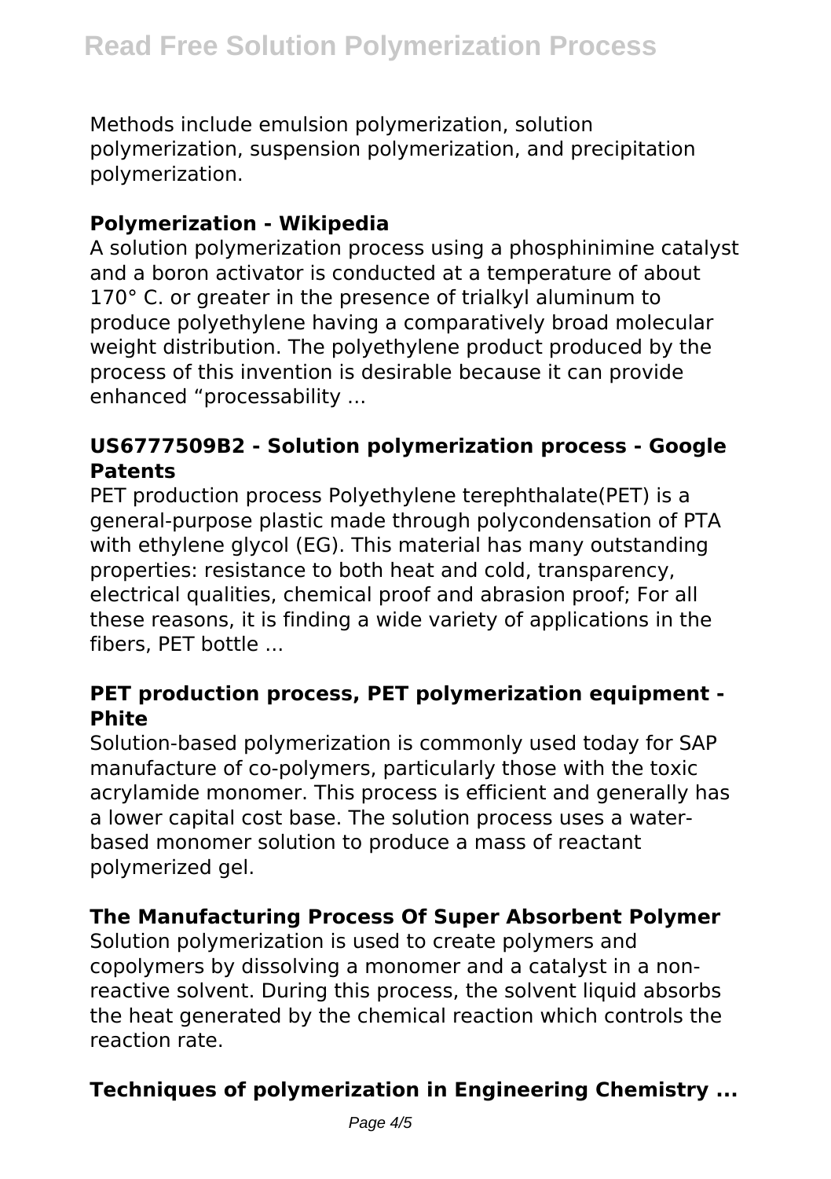Methods include emulsion polymerization, solution polymerization, suspension polymerization, and precipitation polymerization.

**Polymerization - Wikipedia**

A solution polymerization process using a phosphinimine catalyst and a boron activator is conducted at a temperature of about 170° C. or greater in the presence of trialkyl aluminum to produce polyethylene having a comparatively broad molecular weight distribution. The polyethylene product produced by the process of this invention is desirable because it can provide enhanced "processability ...

**US6777509B2 - Solution polymerization process - Google Patents**

PET production process Polyethylene terephthalate(PET) is a general-purpose plastic made through polycondensation of PTA with ethylene glycol (EG). This material has many outstanding properties: resistance to both heat and cold, transparency, electrical qualities, chemical proof and abrasion proof; For all these reasons, it is finding a wide variety of applications in the fibers, PET bottle ...

**PET production process, PET polymerization equipment - Phite**

Solution-based polymerization is commonly used today for SAP manufacture of co-polymers, particularly those with the toxic acrylamide monomer. This process is efficient and generally has a lower capital cost base. The solution process uses a water-based monomer solution to produce a mass of reactant polymerized gel.

**The Manufacturing Process Of Super Absorbent Polymer**

Solution polymerization is used to create polymers and copolymers by dissolving a monomer and a catalyst in a non-reactive solvent. During this process, the solvent liquid absorbs the heat generated by the chemical reaction which controls the reaction rate.

**Techniques of polymerization in Engineering Chemistry ...**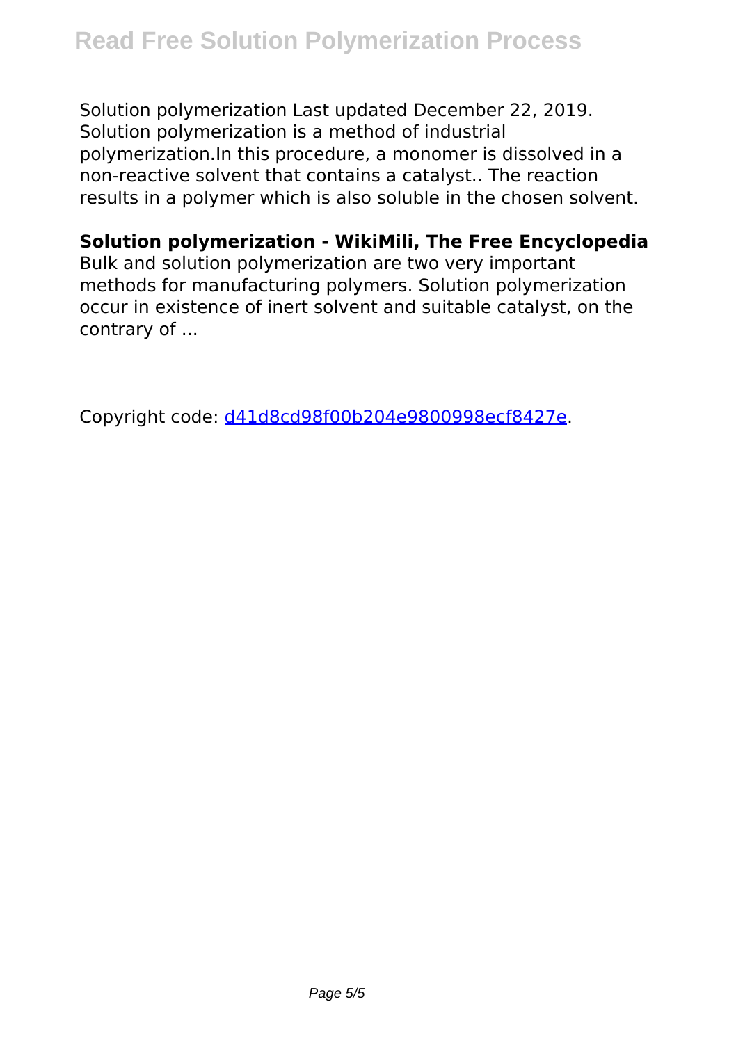Solution polymerization Last updated December 22, 2019. Solution polymerization is a method of industrial polymerization.In this procedure, a monomer is dissolved in a non-reactive solvent that contains a catalyst.. The reaction results in a polymer which is also soluble in the chosen solvent.

**Solution polymerization - WikiMili, The Free Encyclopedia**
Bulk and solution polymerization are two very important methods for manufacturing polymers. Solution polymerization occur in existence of inert solvent and suitable catalyst, on the contrary of ...

Copyright code: d41d8cd98f00b204e9800998ecf8427e.